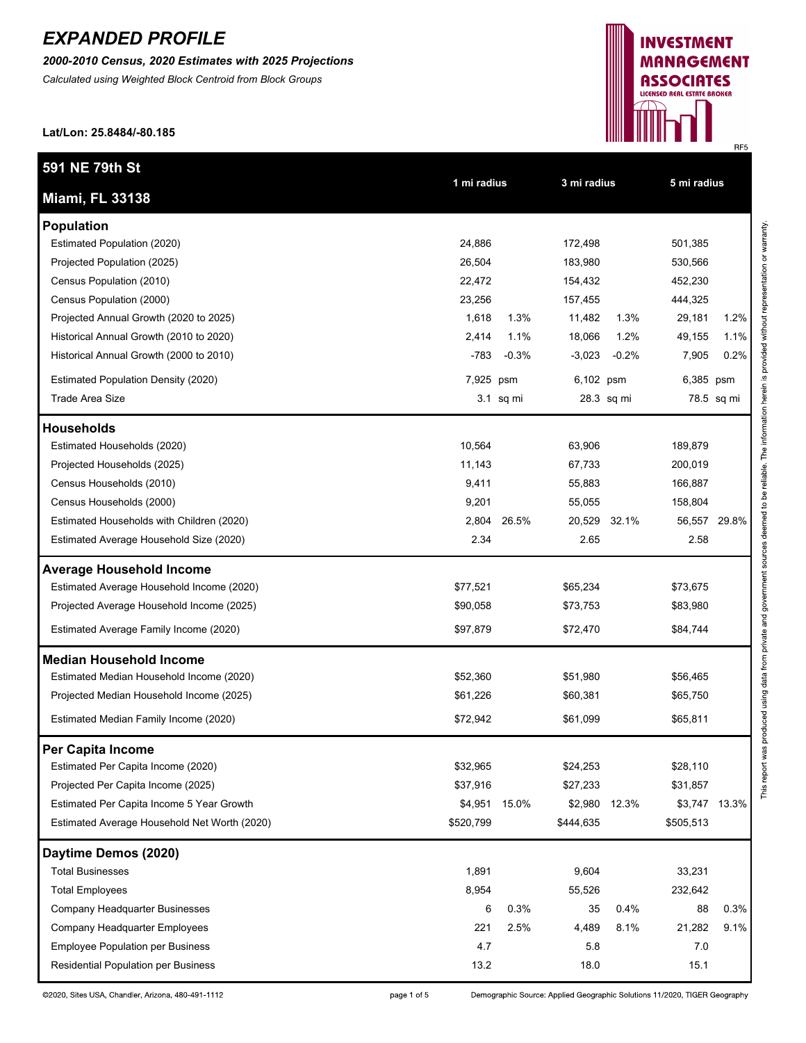# EXPANDED PROFILE

***2000-2010 Census, 2020 Estimates with 2025 Projections***

*Calculated using Weighted Block Centroid from Block Groups*

**Lat/Lon: 25.8484/-80.185**

RF5

| **591 NE 79th St<br>Miami, FL 33138** | **1 mi radius** | | **3 mi radius** | | **5 mi radius** | |
|---|---|---|---|---|---|---|
| **Population** | | | | | | |
| Estimated Population (2020) | 24,886 | | 172,498 | | 501,385 | |
| Projected Population (2025) | 26,504 | | 183,980 | | 530,566 | |
| Census Population (2010) | 22,472 | | 154,432 | | 452,230 | |
| Census Population (2000) | 23,256 | | 157,455 | | 444,325 | |
| Projected Annual Growth (2020 to 2025) | 1,618 | 1.3% | 11,482 | 1.3% | 29,181 | 1.2% |
| Historical Annual Growth (2010 to 2020) | 2,414 | 1.1% | 18,066 | 1.2% | 49,155 | 1.1% |
| Historical Annual Growth (2000 to 2010) | -783 | -0.3% | -3,023 | -0.2% | 7,905 | 0.2% |
| Estimated Population Density (2020) | 7,925 | psm | 6,102 | psm | 6,385 | psm |
| Trade Area Size | 3.1 | sq mi | 28.3 | sq mi | 78.5 | sq mi |
| **Households** | | | | | | |
| Estimated Households (2020) | 10,564 | | 63,906 | | 189,879 | |
| Projected Households (2025) | 11,143 | | 67,733 | | 200,019 | |
| Census Households (2010) | 9,411 | | 55,883 | | 166,887 | |
| Census Households (2000) | 9,201 | | 55,055 | | 158,804 | |
| Estimated Households with Children (2020) | 2,804 | 26.5% | 20,529 | 32.1% | 56,557 | 29.8% |
| Estimated Average Household Size (2020) | 2.34 | | 2.65 | | 2.58 | |
| **Average Household Income** | | | | | | |
| Estimated Average Household Income (2020) | $77,521 | | $65,234 | | $73,675 | |
| Projected Average Household Income (2025) | $90,058 | | $73,753 | | $83,980 | |
| Estimated Average Family Income (2020) | $97,879 | | $72,470 | | $84,744 | |
| **Median Household Income** | | | | | | |
| Estimated Median Household Income (2020) | $52,360 | | $51,980 | | $56,465 | |
| Projected Median Household Income (2025) | $61,226 | | $60,381 | | $65,750 | |
| Estimated Median Family Income (2020) | $72,942 | | $61,099 | | $65,811 | |
| **Per Capita Income** | | | | | | |
| Estimated Per Capita Income (2020) | $32,965 | | $24,253 | | $28,110 | |
| Projected Per Capita Income (2025) | $37,916 | | $27,233 | | $31,857 | |
| Estimated Per Capita Income 5 Year Growth | $4,951 | 15.0% | $2,980 | 12.3% | $3,747 | 13.3% |
| Estimated Average Household Net Worth (2020) | $520,799 | | $444,635 | | $505,513 | |
| **Daytime Demos (2020)** | | | | | | |
| Total Businesses | 1,891 | | 9,604 | | 33,231 | |
| Total Employees | 8,954 | | 55,526 | | 232,642 | |
| Company Headquarter Businesses | 6 | 0.3% | 35 | 0.4% | 88 | 0.3% |
| Company Headquarter Employees | 221 | 2.5% | 4,489 | 8.1% | 21,282 | 9.1% |
| Employee Population per Business | 4.7 | | 5.8 | | 7.0 | |
| Residential Population per Business | 13.2 | | 18.0 | | 15.1 | |

This report was produced using data from private and government sources deemed to be reliable. The information herein is provided without representation or warranty.

©2020, Sites USA, Chandler, Arizona, 480-491-1112

Demographic Source: Applied Geographic Solutions 11/2020, TIGER Geography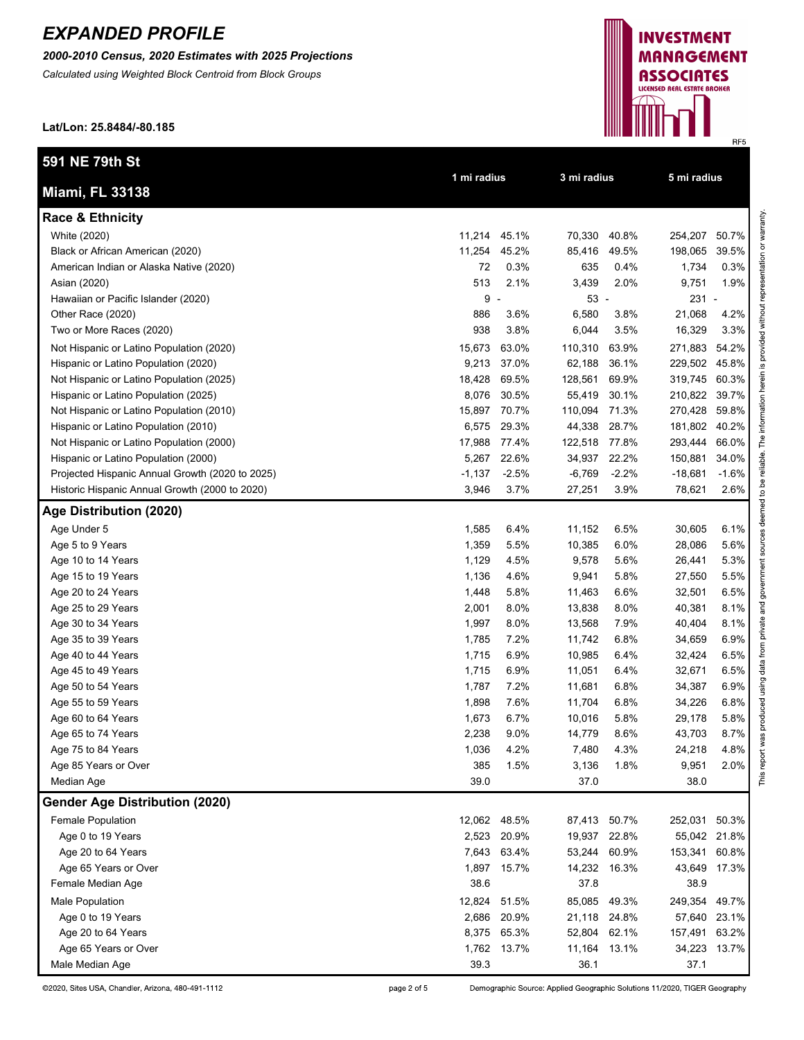# *EXPANDED PROFILE*

***2000-2010 Census, 2020 Estimates with 2025 Projections***

*Calculated using Weighted Block Centroid from Block Groups*

**Lat/Lon: 25.8484/-80.185**

RF5

## 591 NE 79th St
## Miami, FL 33138

| | 1 mi radius | | 3 mi radius | | 5 mi radius | |
|---|---|---|---|---|---|---|
| **Race & Ethnicity** | | | | | | |
| White (2020) | 11,214 | 45.1% | 70,330 | 40.8% | 254,207 | 50.7% |
| Black or African American (2020) | 11,254 | 45.2% | 85,416 | 49.5% | 198,065 | 39.5% |
| American Indian or Alaska Native (2020) | 72 | 0.3% | 635 | 0.4% | 1,734 | 0.3% |
| Asian (2020) | 513 | 2.1% | 3,439 | 2.0% | 9,751 | 1.9% |
| Hawaiian or Pacific Islander (2020) | 9 | - | 53 | - | 231 | - |
| Other Race (2020) | 886 | 3.6% | 6,580 | 3.8% | 21,068 | 4.2% |
| Two or More Races (2020) | 938 | 3.8% | 6,044 | 3.5% | 16,329 | 3.3% |
| Not Hispanic or Latino Population (2020) | 15,673 | 63.0% | 110,310 | 63.9% | 271,883 | 54.2% |
| Hispanic or Latino Population (2020) | 9,213 | 37.0% | 62,188 | 36.1% | 229,502 | 45.8% |
| Not Hispanic or Latino Population (2025) | 18,428 | 69.5% | 128,561 | 69.9% | 319,745 | 60.3% |
| Hispanic or Latino Population (2025) | 8,076 | 30.5% | 55,419 | 30.1% | 210,822 | 39.7% |
| Not Hispanic or Latino Population (2010) | 15,897 | 70.7% | 110,094 | 71.3% | 270,428 | 59.8% |
| Hispanic or Latino Population (2010) | 6,575 | 29.3% | 44,338 | 28.7% | 181,802 | 40.2% |
| Not Hispanic or Latino Population (2000) | 17,988 | 77.4% | 122,518 | 77.8% | 293,444 | 66.0% |
| Hispanic or Latino Population (2000) | 5,267 | 22.6% | 34,937 | 22.2% | 150,881 | 34.0% |
| Projected Hispanic Annual Growth (2020 to 2025) | -1,137 | -2.5% | -6,769 | -2.2% | -18,681 | -1.6% |
| Historic Hispanic Annual Growth (2000 to 2020) | 3,946 | 3.7% | 27,251 | 3.9% | 78,621 | 2.6% |
| **Age Distribution (2020)** | | | | | | |
| Age Under 5 | 1,585 | 6.4% | 11,152 | 6.5% | 30,605 | 6.1% |
| Age 5 to 9 Years | 1,359 | 5.5% | 10,385 | 6.0% | 28,086 | 5.6% |
| Age 10 to 14 Years | 1,129 | 4.5% | 9,578 | 5.6% | 26,441 | 5.3% |
| Age 15 to 19 Years | 1,136 | 4.6% | 9,941 | 5.8% | 27,550 | 5.5% |
| Age 20 to 24 Years | 1,448 | 5.8% | 11,463 | 6.6% | 32,501 | 6.5% |
| Age 25 to 29 Years | 2,001 | 8.0% | 13,838 | 8.0% | 40,381 | 8.1% |
| Age 30 to 34 Years | 1,997 | 8.0% | 13,568 | 7.9% | 40,404 | 8.1% |
| Age 35 to 39 Years | 1,785 | 7.2% | 11,742 | 6.8% | 34,659 | 6.9% |
| Age 40 to 44 Years | 1,715 | 6.9% | 10,985 | 6.4% | 32,424 | 6.5% |
| Age 45 to 49 Years | 1,715 | 6.9% | 11,051 | 6.4% | 32,671 | 6.5% |
| Age 50 to 54 Years | 1,787 | 7.2% | 11,681 | 6.8% | 34,387 | 6.9% |
| Age 55 to 59 Years | 1,898 | 7.6% | 11,704 | 6.8% | 34,226 | 6.8% |
| Age 60 to 64 Years | 1,673 | 6.7% | 10,016 | 5.8% | 29,178 | 5.8% |
| Age 65 to 74 Years | 2,238 | 9.0% | 14,779 | 8.6% | 43,703 | 8.7% |
| Age 75 to 84 Years | 1,036 | 4.2% | 7,480 | 4.3% | 24,218 | 4.8% |
| Age 85 Years or Over | 385 | 1.5% | 3,136 | 1.8% | 9,951 | 2.0% |
| Median Age | 39.0 | | 37.0 | | 38.0 | |
| **Gender Age Distribution (2020)** | | | | | | |
| Female Population | 12,062 | 48.5% | 87,413 | 50.7% | 252,031 | 50.3% |
| Age 0 to 19 Years | 2,523 | 20.9% | 19,937 | 22.8% | 55,042 | 21.8% |
| Age 20 to 64 Years | 7,643 | 63.4% | 53,244 | 60.9% | 153,341 | 60.8% |
| Age 65 Years or Over | 1,897 | 15.7% | 14,232 | 16.3% | 43,649 | 17.3% |
| Female Median Age | 38.6 | | 37.8 | | 38.9 | |
| Male Population | 12,824 | 51.5% | 85,085 | 49.3% | 249,354 | 49.7% |
| Age 0 to 19 Years | 2,686 | 20.9% | 21,118 | 24.8% | 57,640 | 23.1% |
| Age 20 to 64 Years | 8,375 | 65.3% | 52,804 | 62.1% | 157,491 | 63.2% |
| Age 65 Years or Over | 1,762 | 13.7% | 11,164 | 13.1% | 34,223 | 13.7% |
| Male Median Age | 39.3 | | 36.1 | | 37.1 | |

This report was produced using data from private and government sources deemed to be reliable. The information herein is provided without representation or warranty.

©2020, Sites USA, Chandler, Arizona, 480-491-1112

Demographic Source: Applied Geographic Solutions 11/2020, TIGER Geography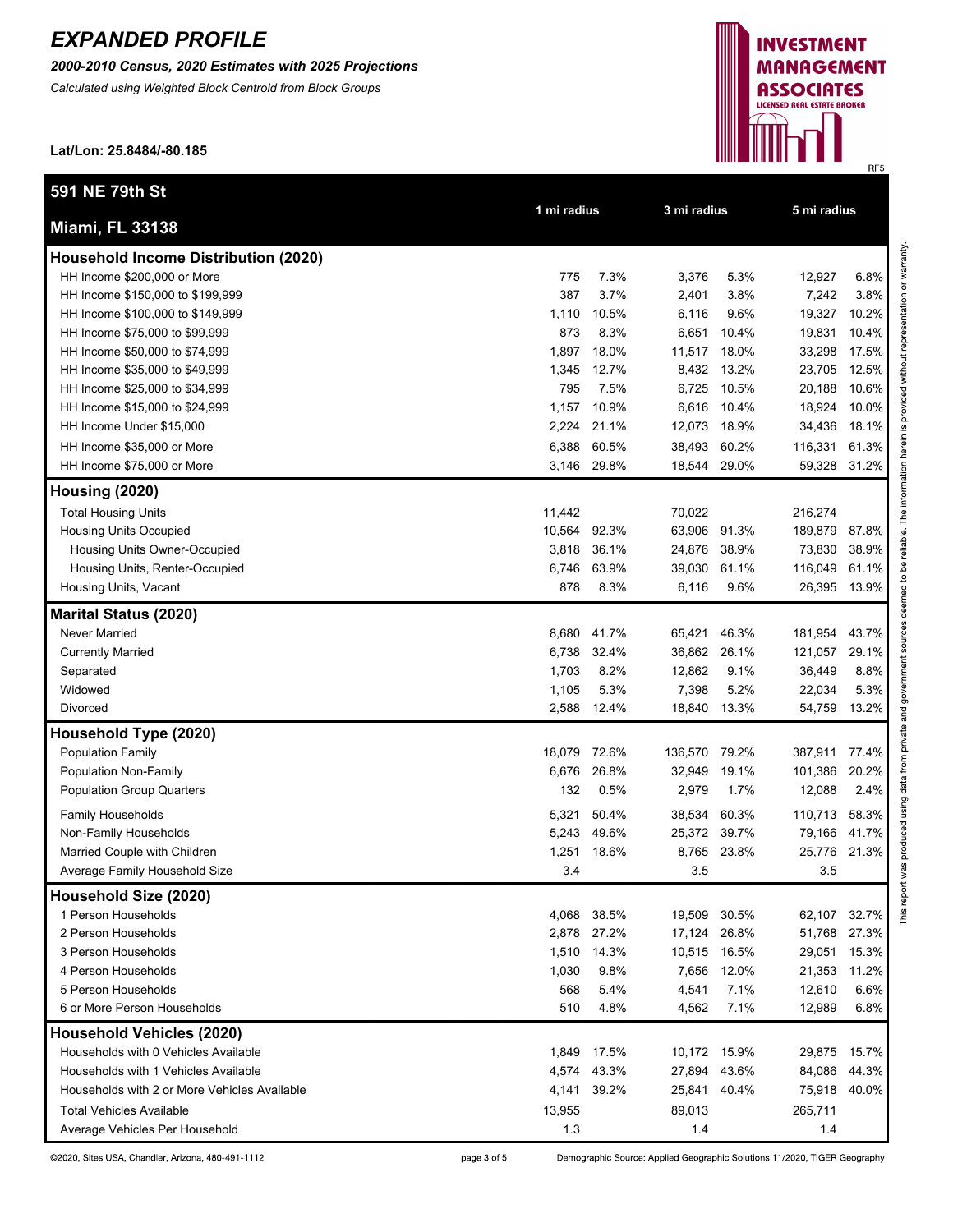# *EXPANDED PROFILE*

***2000-2010 Census, 2020 Estimates with 2025 Projections***

*Calculated using Weighted Block Centroid from Block Groups*

**Lat/Lon: 25.8484/-80.185**

**INVESTMENT MANAGEMENT ASSOCIATES**
LICENSED REAL ESTATE BROKER

RF5

## 591 NE 79th St
## Miami, FL 33138

| | 1 mi radius | | 3 mi radius | | 5 mi radius | |
|---|---|---|---|---|---|---|
| **Household Income Distribution (2020)** | | | | | | |
| HH Income $200,000 or More | 775 | 7.3% | 3,376 | 5.3% | 12,927 | 6.8% |
| HH Income $150,000 to $199,999 | 387 | 3.7% | 2,401 | 3.8% | 7,242 | 3.8% |
| HH Income $100,000 to $149,999 | 1,110 | 10.5% | 6,116 | 9.6% | 19,327 | 10.2% |
| HH Income $75,000 to $99,999 | 873 | 8.3% | 6,651 | 10.4% | 19,831 | 10.4% |
| HH Income $50,000 to $74,999 | 1,897 | 18.0% | 11,517 | 18.0% | 33,298 | 17.5% |
| HH Income $35,000 to $49,999 | 1,345 | 12.7% | 8,432 | 13.2% | 23,705 | 12.5% |
| HH Income $25,000 to $34,999 | 795 | 7.5% | 6,725 | 10.5% | 20,188 | 10.6% |
| HH Income $15,000 to $24,999 | 1,157 | 10.9% | 6,616 | 10.4% | 18,924 | 10.0% |
| HH Income Under $15,000 | 2,224 | 21.1% | 12,073 | 18.9% | 34,436 | 18.1% |
| HH Income $35,000 or More | 6,388 | 60.5% | 38,493 | 60.2% | 116,331 | 61.3% |
| HH Income $75,000 or More | 3,146 | 29.8% | 18,544 | 29.0% | 59,328 | 31.2% |
| **Housing (2020)** | | | | | | |
| Total Housing Units | 11,442 | | 70,022 | | 216,274 | |
| Housing Units Occupied | 10,564 | 92.3% | 63,906 | 91.3% | 189,879 | 87.8% |
| Housing Units Owner-Occupied | 3,818 | 36.1% | 24,876 | 38.9% | 73,830 | 38.9% |
| Housing Units, Renter-Occupied | 6,746 | 63.9% | 39,030 | 61.1% | 116,049 | 61.1% |
| Housing Units, Vacant | 878 | 8.3% | 6,116 | 9.6% | 26,395 | 13.9% |
| **Marital Status (2020)** | | | | | | |
| Never Married | 8,680 | 41.7% | 65,421 | 46.3% | 181,954 | 43.7% |
| Currently Married | 6,738 | 32.4% | 36,862 | 26.1% | 121,057 | 29.1% |
| Separated | 1,703 | 8.2% | 12,862 | 9.1% | 36,449 | 8.8% |
| Widowed | 1,105 | 5.3% | 7,398 | 5.2% | 22,034 | 5.3% |
| Divorced | 2,588 | 12.4% | 18,840 | 13.3% | 54,759 | 13.2% |
| **Household Type (2020)** | | | | | | |
| Population Family | 18,079 | 72.6% | 136,570 | 79.2% | 387,911 | 77.4% |
| Population Non-Family | 6,676 | 26.8% | 32,949 | 19.1% | 101,386 | 20.2% |
| Population Group Quarters | 132 | 0.5% | 2,979 | 1.7% | 12,088 | 2.4% |
| Family Households | 5,321 | 50.4% | 38,534 | 60.3% | 110,713 | 58.3% |
| Non-Family Households | 5,243 | 49.6% | 25,372 | 39.7% | 79,166 | 41.7% |
| Married Couple with Children | 1,251 | 18.6% | 8,765 | 23.8% | 25,776 | 21.3% |
| Average Family Household Size | 3.4 | | 3.5 | | 3.5 | |
| **Household Size (2020)** | | | | | | |
| 1 Person Households | 4,068 | 38.5% | 19,509 | 30.5% | 62,107 | 32.7% |
| 2 Person Households | 2,878 | 27.2% | 17,124 | 26.8% | 51,768 | 27.3% |
| 3 Person Households | 1,510 | 14.3% | 10,515 | 16.5% | 29,051 | 15.3% |
| 4 Person Households | 1,030 | 9.8% | 7,656 | 12.0% | 21,353 | 11.2% |
| 5 Person Households | 568 | 5.4% | 4,541 | 7.1% | 12,610 | 6.6% |
| 6 or More Person Households | 510 | 4.8% | 4,562 | 7.1% | 12,989 | 6.8% |
| **Household Vehicles (2020)** | | | | | | |
| Households with 0 Vehicles Available | 1,849 | 17.5% | 10,172 | 15.9% | 29,875 | 15.7% |
| Households with 1 Vehicles Available | 4,574 | 43.3% | 27,894 | 43.6% | 84,086 | 44.3% |
| Households with 2 or More Vehicles Available | 4,141 | 39.2% | 25,841 | 40.4% | 75,918 | 40.0% |
| Total Vehicles Available | 13,955 | | 89,013 | | 265,711 | |
| Average Vehicles Per Household | 1.3 | | 1.4 | | 1.4 | |

This report was produced using data from private and government sources deemed to be reliable. The information herein is provided without representation or warranty.

©2020, Sites USA, Chandler, Arizona, 480-491-1112

Demographic Source: Applied Geographic Solutions 11/2020, TIGER Geography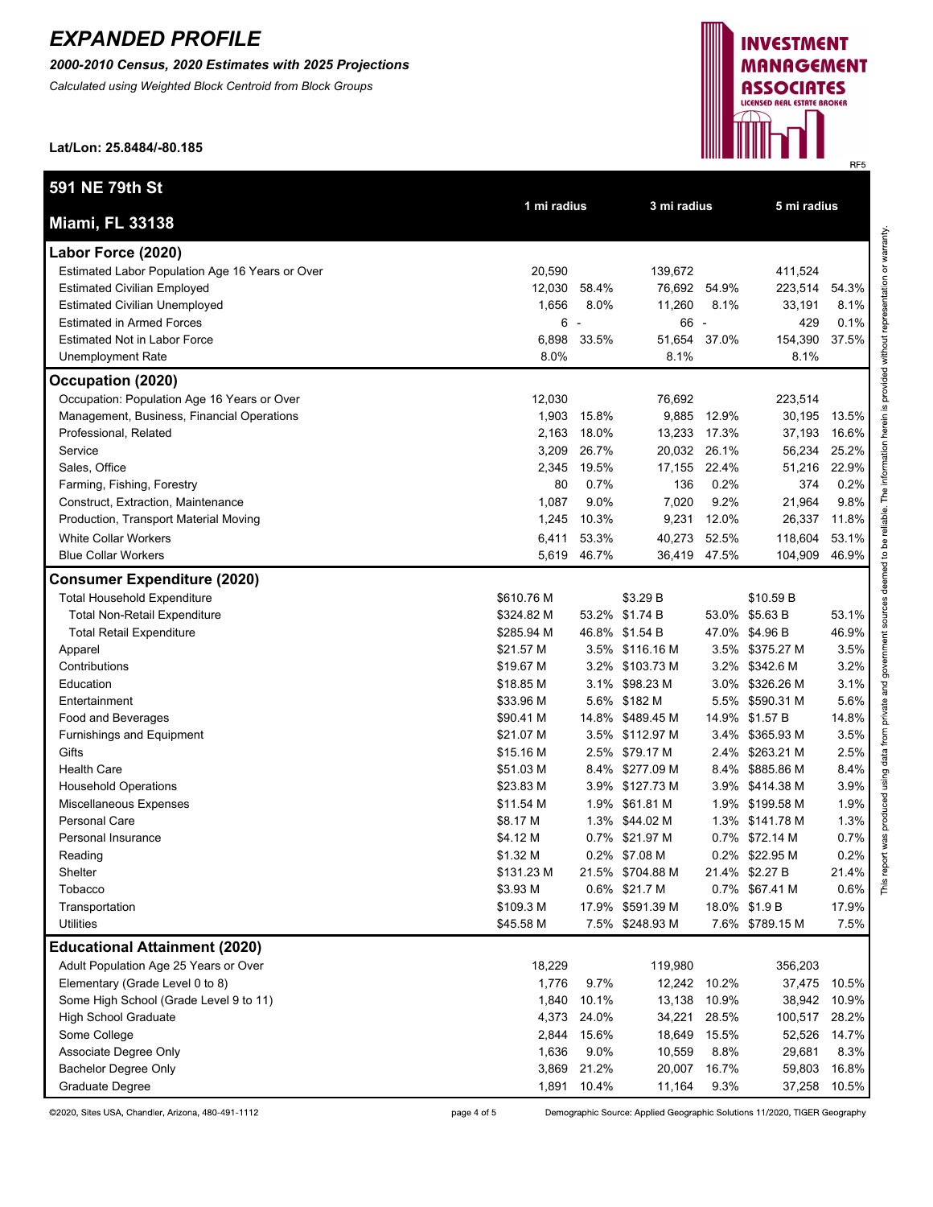# EXPANDED PROFILE

***2000-2010 Census, 2020 Estimates with 2025 Projections***

*Calculated using Weighted Block Centroid from Block Groups*

**Lat/Lon: 25.8484/-80.185**

**INVESTMENT MANAGEMENT ASSOCIATES**
LICENSED REAL ESTATE BROKER

RF5

## 591 NE 79th St
## Miami, FL 33138

| | 1 mi radius | | 3 mi radius | | 5 mi radius | |
|---|---|---|---|---|---|---|
| **Labor Force (2020)** | | | | | | |
| Estimated Labor Population Age 16 Years or Over | 20,590 | | 139,672 | | 411,524 | |
| Estimated Civilian Employed | 12,030 | 58.4% | 76,692 | 54.9% | 223,514 | 54.3% |
| Estimated Civilian Unemployed | 1,656 | 8.0% | 11,260 | 8.1% | 33,191 | 8.1% |
| Estimated in Armed Forces | 6 | - | 66 | - | 429 | 0.1% |
| Estimated Not in Labor Force | 6,898 | 33.5% | 51,654 | 37.0% | 154,390 | 37.5% |
| Unemployment Rate | 8.0% | | 8.1% | | 8.1% | |
| **Occupation (2020)** | | | | | | |
| Occupation: Population Age 16 Years or Over | 12,030 | | 76,692 | | 223,514 | |
| Management, Business, Financial Operations | 1,903 | 15.8% | 9,885 | 12.9% | 30,195 | 13.5% |
| Professional, Related | 2,163 | 18.0% | 13,233 | 17.3% | 37,193 | 16.6% |
| Service | 3,209 | 26.7% | 20,032 | 26.1% | 56,234 | 25.2% |
| Sales, Office | 2,345 | 19.5% | 17,155 | 22.4% | 51,216 | 22.9% |
| Farming, Fishing, Forestry | 80 | 0.7% | 136 | 0.2% | 374 | 0.2% |
| Construct, Extraction, Maintenance | 1,087 | 9.0% | 7,020 | 9.2% | 21,964 | 9.8% |
| Production, Transport Material Moving | 1,245 | 10.3% | 9,231 | 12.0% | 26,337 | 11.8% |
| White Collar Workers | 6,411 | 53.3% | 40,273 | 52.5% | 118,604 | 53.1% |
| Blue Collar Workers | 5,619 | 46.7% | 36,419 | 47.5% | 104,909 | 46.9% |
| **Consumer Expenditure (2020)** | | | | | | |
| Total Household Expenditure | $610.76 M | | $3.29 B | | $10.59 B | |
| Total Non-Retail Expenditure | $324.82 M | 53.2% | $1.74 B | 53.0% | $5.63 B | 53.1% |
| Total Retail Expenditure | $285.94 M | 46.8% | $1.54 B | 47.0% | $4.96 B | 46.9% |
| Apparel | $21.57 M | 3.5% | $116.16 M | 3.5% | $375.27 M | 3.5% |
| Contributions | $19.67 M | 3.2% | $103.73 M | 3.2% | $342.6 M | 3.2% |
| Education | $18.85 M | 3.1% | $98.23 M | 3.0% | $326.26 M | 3.1% |
| Entertainment | $33.96 M | 5.6% | $182 M | 5.5% | $590.31 M | 5.6% |
| Food and Beverages | $90.41 M | 14.8% | $489.45 M | 14.9% | $1.57 B | 14.8% |
| Furnishings and Equipment | $21.07 M | 3.5% | $112.97 M | 3.4% | $365.93 M | 3.5% |
| Gifts | $15.16 M | 2.5% | $79.17 M | 2.4% | $263.21 M | 2.5% |
| Health Care | $51.03 M | 8.4% | $277.09 M | 8.4% | $885.86 M | 8.4% |
| Household Operations | $23.83 M | 3.9% | $127.73 M | 3.9% | $414.38 M | 3.9% |
| Miscellaneous Expenses | $11.54 M | 1.9% | $61.81 M | 1.9% | $199.58 M | 1.9% |
| Personal Care | $8.17 M | 1.3% | $44.02 M | 1.3% | $141.78 M | 1.3% |
| Personal Insurance | $4.12 M | 0.7% | $21.97 M | 0.7% | $72.14 M | 0.7% |
| Reading | $1.32 M | 0.2% | $7.08 M | 0.2% | $22.95 M | 0.2% |
| Shelter | $131.23 M | 21.5% | $704.88 M | 21.4% | $2.27 B | 21.4% |
| Tobacco | $3.93 M | 0.6% | $21.7 M | 0.7% | $67.41 M | 0.6% |
| Transportation | $109.3 M | 17.9% | $591.39 M | 18.0% | $1.9 B | 17.9% |
| Utilities | $45.58 M | 7.5% | $248.93 M | 7.6% | $789.15 M | 7.5% |
| **Educational Attainment (2020)** | | | | | | |
| Adult Population Age 25 Years or Over | 18,229 | | 119,980 | | 356,203 | |
| Elementary (Grade Level 0 to 8) | 1,776 | 9.7% | 12,242 | 10.2% | 37,475 | 10.5% |
| Some High School (Grade Level 9 to 11) | 1,840 | 10.1% | 13,138 | 10.9% | 38,942 | 10.9% |
| High School Graduate | 4,373 | 24.0% | 34,221 | 28.5% | 100,517 | 28.2% |
| Some College | 2,844 | 15.6% | 18,649 | 15.5% | 52,526 | 14.7% |
| Associate Degree Only | 1,636 | 9.0% | 10,559 | 8.8% | 29,681 | 8.3% |
| Bachelor Degree Only | 3,869 | 21.2% | 20,007 | 16.7% | 59,803 | 16.8% |
| Graduate Degree | 1,891 | 10.4% | 11,164 | 9.3% | 37,258 | 10.5% |

This report was produced using data from private and government sources deemed to be reliable. The information herein is provided without representation or warranty.

©2020, Sites USA, Chandler, Arizona, 480-491-1112

Demographic Source: Applied Geographic Solutions 11/2020, TIGER Geography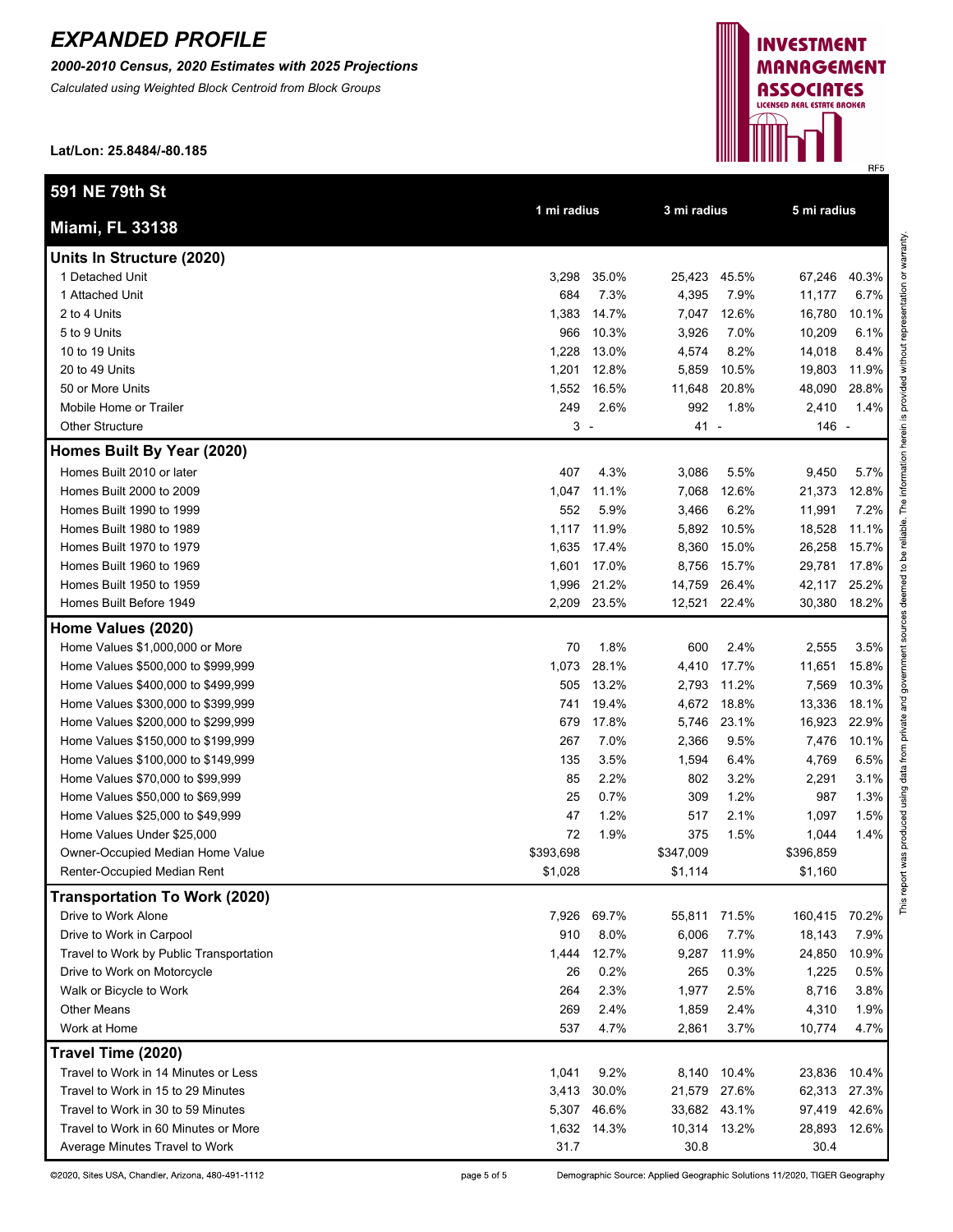# EXPANDED PROFILE

***2000-2010 Census, 2020 Estimates with 2025 Projections***

*Calculated using Weighted Block Centroid from Block Groups*

**Lat/Lon: 25.8484/-80.185**

**INVESTMENT MANAGEMENT ASSOCIATES**
LICENSED REAL ESTATE BROKER

RF5

| **591 NE 79th St** **Miami, FL 33138** | 1 mi radius | | 3 mi radius | | 5 mi radius | |
|---|---|---|---|---|---|---|
| **Units In Structure (2020)** | | | | | | |
| 1 Detached Unit | 3,298 | 35.0% | 25,423 | 45.5% | 67,246 | 40.3% |
| 1 Attached Unit | 684 | 7.3% | 4,395 | 7.9% | 11,177 | 6.7% |
| 2 to 4 Units | 1,383 | 14.7% | 7,047 | 12.6% | 16,780 | 10.1% |
| 5 to 9 Units | 966 | 10.3% | 3,926 | 7.0% | 10,209 | 6.1% |
| 10 to 19 Units | 1,228 | 13.0% | 4,574 | 8.2% | 14,018 | 8.4% |
| 20 to 49 Units | 1,201 | 12.8% | 5,859 | 10.5% | 19,803 | 11.9% |
| 50 or More Units | 1,552 | 16.5% | 11,648 | 20.8% | 48,090 | 28.8% |
| Mobile Home or Trailer | 249 | 2.6% | 992 | 1.8% | 2,410 | 1.4% |
| Other Structure | 3 | - | 41 | - | 146 | - |
| **Homes Built By Year (2020)** | | | | | | |
| Homes Built 2010 or later | 407 | 4.3% | 3,086 | 5.5% | 9,450 | 5.7% |
| Homes Built 2000 to 2009 | 1,047 | 11.1% | 7,068 | 12.6% | 21,373 | 12.8% |
| Homes Built 1990 to 1999 | 552 | 5.9% | 3,466 | 6.2% | 11,991 | 7.2% |
| Homes Built 1980 to 1989 | 1,117 | 11.9% | 5,892 | 10.5% | 18,528 | 11.1% |
| Homes Built 1970 to 1979 | 1,635 | 17.4% | 8,360 | 15.0% | 26,258 | 15.7% |
| Homes Built 1960 to 1969 | 1,601 | 17.0% | 8,756 | 15.7% | 29,781 | 17.8% |
| Homes Built 1950 to 1959 | 1,996 | 21.2% | 14,759 | 26.4% | 42,117 | 25.2% |
| Homes Built Before 1949 | 2,209 | 23.5% | 12,521 | 22.4% | 30,380 | 18.2% |
| **Home Values (2020)** | | | | | | |
| Home Values $1,000,000 or More | 70 | 1.8% | 600 | 2.4% | 2,555 | 3.5% |
| Home Values $500,000 to $999,999 | 1,073 | 28.1% | 4,410 | 17.7% | 11,651 | 15.8% |
| Home Values $400,000 to $499,999 | 505 | 13.2% | 2,793 | 11.2% | 7,569 | 10.3% |
| Home Values $300,000 to $399,999 | 741 | 19.4% | 4,672 | 18.8% | 13,336 | 18.1% |
| Home Values $200,000 to $299,999 | 679 | 17.8% | 5,746 | 23.1% | 16,923 | 22.9% |
| Home Values $150,000 to $199,999 | 267 | 7.0% | 2,366 | 9.5% | 7,476 | 10.1% |
| Home Values $100,000 to $149,999 | 135 | 3.5% | 1,594 | 6.4% | 4,769 | 6.5% |
| Home Values $70,000 to $99,999 | 85 | 2.2% | 802 | 3.2% | 2,291 | 3.1% |
| Home Values $50,000 to $69,999 | 25 | 0.7% | 309 | 1.2% | 987 | 1.3% |
| Home Values $25,000 to $49,999 | 47 | 1.2% | 517 | 2.1% | 1,097 | 1.5% |
| Home Values Under $25,000 | 72 | 1.9% | 375 | 1.5% | 1,044 | 1.4% |
| Owner-Occupied Median Home Value | $393,698 | | $347,009 | | $396,859 | |
| Renter-Occupied Median Rent | $1,028 | | $1,114 | | $1,160 | |
| **Transportation To Work (2020)** | | | | | | |
| Drive to Work Alone | 7,926 | 69.7% | 55,811 | 71.5% | 160,415 | 70.2% |
| Drive to Work in Carpool | 910 | 8.0% | 6,006 | 7.7% | 18,143 | 7.9% |
| Travel to Work by Public Transportation | 1,444 | 12.7% | 9,287 | 11.9% | 24,850 | 10.9% |
| Drive to Work on Motorcycle | 26 | 0.2% | 265 | 0.3% | 1,225 | 0.5% |
| Walk or Bicycle to Work | 264 | 2.3% | 1,977 | 2.5% | 8,716 | 3.8% |
| Other Means | 269 | 2.4% | 1,859 | 2.4% | 4,310 | 1.9% |
| Work at Home | 537 | 4.7% | 2,861 | 3.7% | 10,774 | 4.7% |
| **Travel Time (2020)** | | | | | | |
| Travel to Work in 14 Minutes or Less | 1,041 | 9.2% | 8,140 | 10.4% | 23,836 | 10.4% |
| Travel to Work in 15 to 29 Minutes | 3,413 | 30.0% | 21,579 | 27.6% | 62,313 | 27.3% |
| Travel to Work in 30 to 59 Minutes | 5,307 | 46.6% | 33,682 | 43.1% | 97,419 | 42.6% |
| Travel to Work in 60 Minutes or More | 1,632 | 14.3% | 10,314 | 13.2% | 28,893 | 12.6% |
| Average Minutes Travel to Work | 31.7 | | 30.8 | | 30.4 | |

This report was produced using data from private and government sources deemed to be reliable. The information herein is provided without representation or warranty.

©2020, Sites USA, Chandler, Arizona, 480-491-1112

Demographic Source: Applied Geographic Solutions 11/2020, TIGER Geography